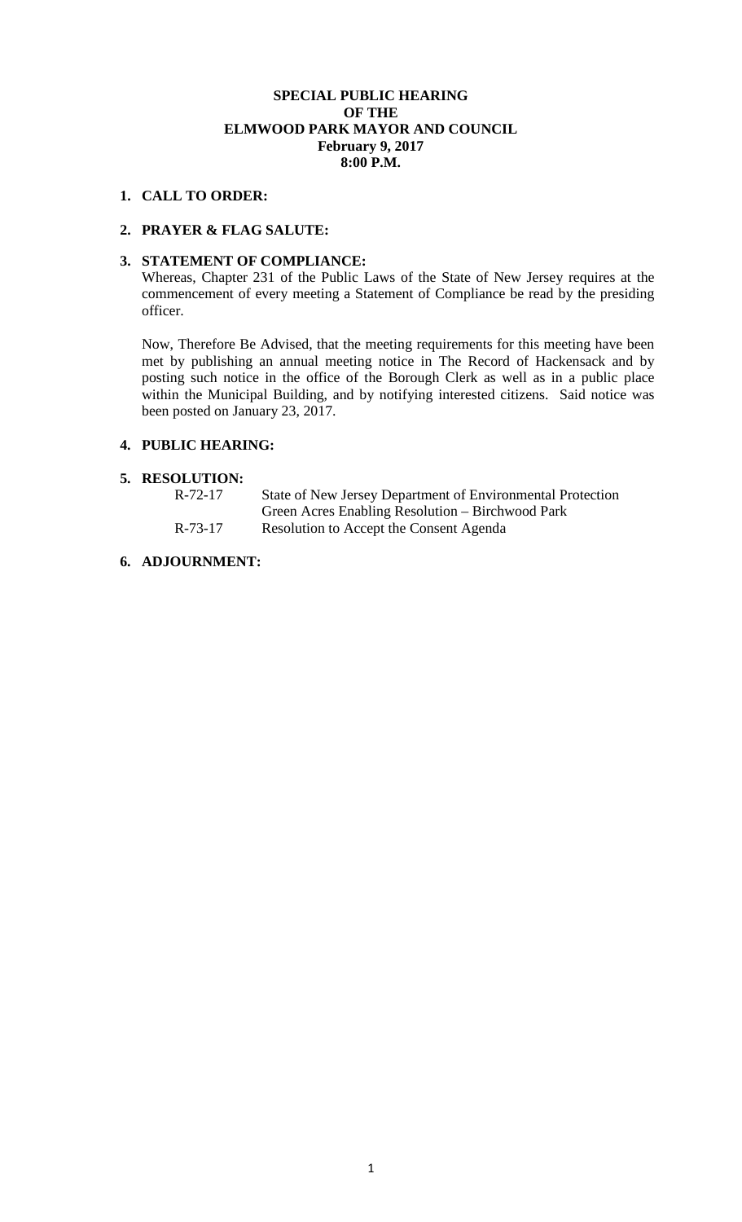**SPECIAL PUBLIC HEARING**
**OF THE**
**ELMWOOD PARK MAYOR AND COUNCIL**
**February 9, 2017**
**8:00 P.M.**

1. **CALL TO ORDER:**

2. **PRAYER & FLAG SALUTE:**

3. **STATEMENT OF COMPLIANCE:**

   Whereas, Chapter 231 of the Public Laws of the State of New Jersey requires at the commencement of every meeting a Statement of Compliance be read by the presiding officer.

   Now, Therefore Be Advised, that the meeting requirements for this meeting have been met by publishing an annual meeting notice in The Record of Hackensack and by posting such notice in the office of the Borough Clerk as well as in a public place within the Municipal Building, and by notifying interested citizens. Said notice was been posted on January 23, 2017.

4. **PUBLIC HEARING:**

5. **RESOLUTION:**

   | | |
   |---|---|
   | R-72-17 | State of New Jersey Department of Environmental Protection Green Acres Enabling Resolution – Birchwood Park |
   | R-73-17 | Resolution to Accept the Consent Agenda |

6. **ADJOURNMENT:**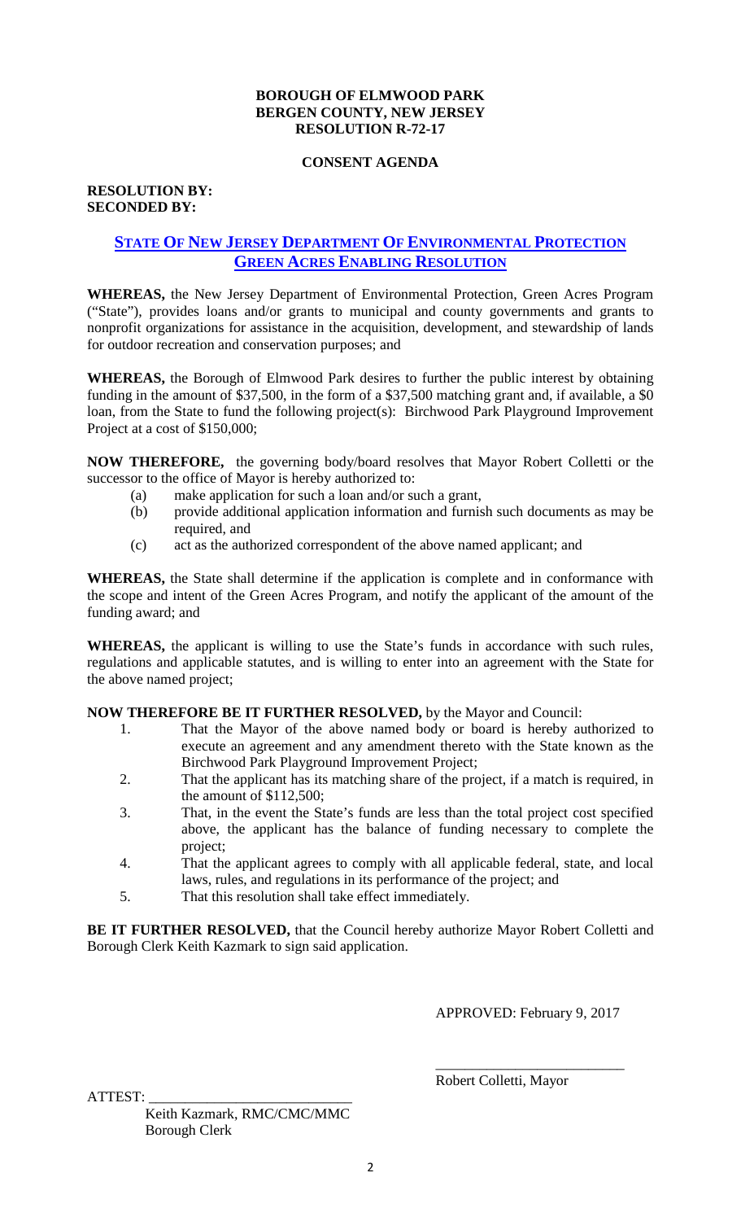**BOROUGH OF ELMWOOD PARK**
**BERGEN COUNTY, NEW JERSEY**
**RESOLUTION R-72-17**

**CONSENT AGENDA**

**RESOLUTION BY:**
**SECONDED BY:**

## STATE OF NEW JERSEY DEPARTMENT OF ENVIRONMENTAL PROTECTION GREEN ACRES ENABLING RESOLUTION

**WHEREAS,** the New Jersey Department of Environmental Protection, Green Acres Program ("State"), provides loans and/or grants to municipal and county governments and grants to nonprofit organizations for assistance in the acquisition, development, and stewardship of lands for outdoor recreation and conservation purposes; and

**WHEREAS,** the Borough of Elmwood Park desires to further the public interest by obtaining funding in the amount of $37,500, in the form of a $37,500 matching grant and, if available, a $0 loan, from the State to fund the following project(s): Birchwood Park Playground Improvement Project at a cost of $150,000;

**NOW THEREFORE,** the governing body/board resolves that Mayor Robert Colletti or the successor to the office of Mayor is hereby authorized to:

(a) make application for such a loan and/or such a grant,
(b) provide additional application information and furnish such documents as may be required, and
(c) act as the authorized correspondent of the above named applicant; and

**WHEREAS,** the State shall determine if the application is complete and in conformance with the scope and intent of the Green Acres Program, and notify the applicant of the amount of the funding award; and

**WHEREAS,** the applicant is willing to use the State's funds in accordance with such rules, regulations and applicable statutes, and is willing to enter into an agreement with the State for the above named project;

**NOW THEREFORE BE IT FURTHER RESOLVED,** by the Mayor and Council:

1. That the Mayor of the above named body or board is hereby authorized to execute an agreement and any amendment thereto with the State known as the Birchwood Park Playground Improvement Project;
2. That the applicant has its matching share of the project, if a match is required, in the amount of $112,500;
3. That, in the event the State's funds are less than the total project cost specified above, the applicant has the balance of funding necessary to complete the project;
4. That the applicant agrees to comply with all applicable federal, state, and local laws, rules, and regulations in its performance of the project; and
5. That this resolution shall take effect immediately.

**BE IT FURTHER RESOLVED,** that the Council hereby authorize Mayor Robert Colletti and Borough Clerk Keith Kazmark to sign said application.

APPROVED: February 9, 2017

\_\_\_\_\_\_\_\_\_\_\_\_\_\_\_\_\_\_\_\_\_\_\_\_\_\_
Robert Colletti, Mayor

ATTEST: \_\_\_\_\_\_\_\_\_\_\_\_\_\_\_\_\_\_\_\_\_\_\_\_\_\_\_\_
Keith Kazmark, RMC/CMC/MMC
Borough Clerk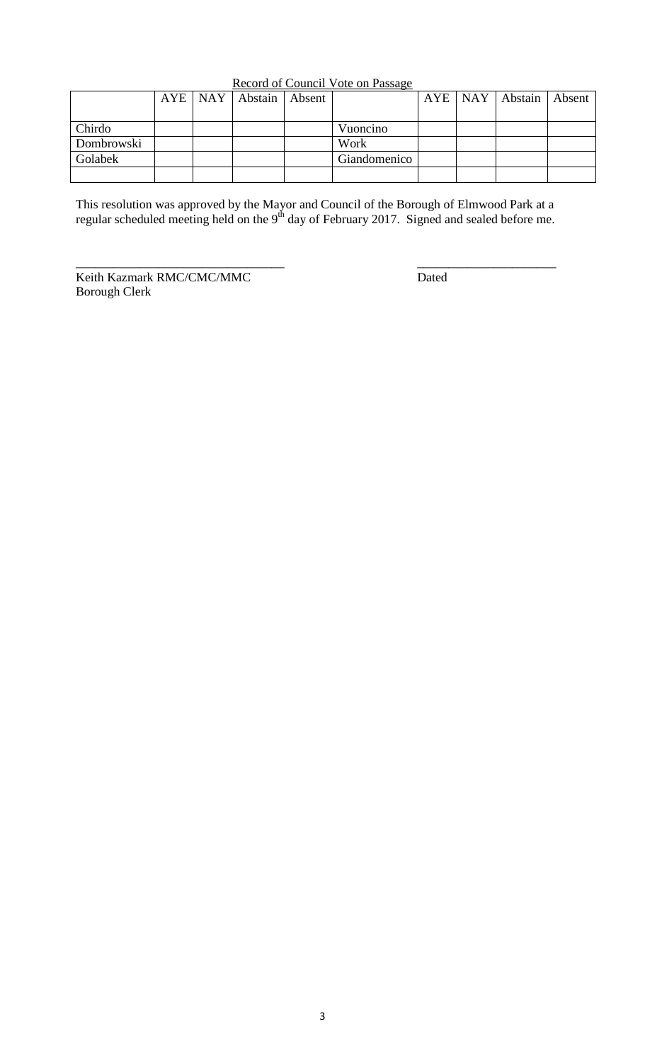Record of Council Vote on Passage

| | AYE | NAY | Abstain | Absent | | AYE | NAY | Abstain | Absent |
|---|---|---|---|---|---|---|---|---|---|
| Chirdo | | | | | Vuoncino | | | | |
| Dombrowski | | | | | Work | | | | |
| Golabek | | | | | Giandomenico | | | | |
| | | | | | | | | | |

This resolution was approved by the Mayor and Council of the Borough of Elmwood Park at a regular scheduled meeting held on the 9th day of February 2017. Signed and sealed before me.

\_\_\_\_\_\_\_\_\_\_\_\_\_\_\_\_\_\_\_\_\_\_\_\_\_\_\_\_\_\_\_\_\_\_ \_\_\_\_\_\_\_\_\_\_\_\_\_\_\_\_\_\_\_\_\_\_\_

Keith Kazmark RMC/CMC/MMC Dated

Borough Clerk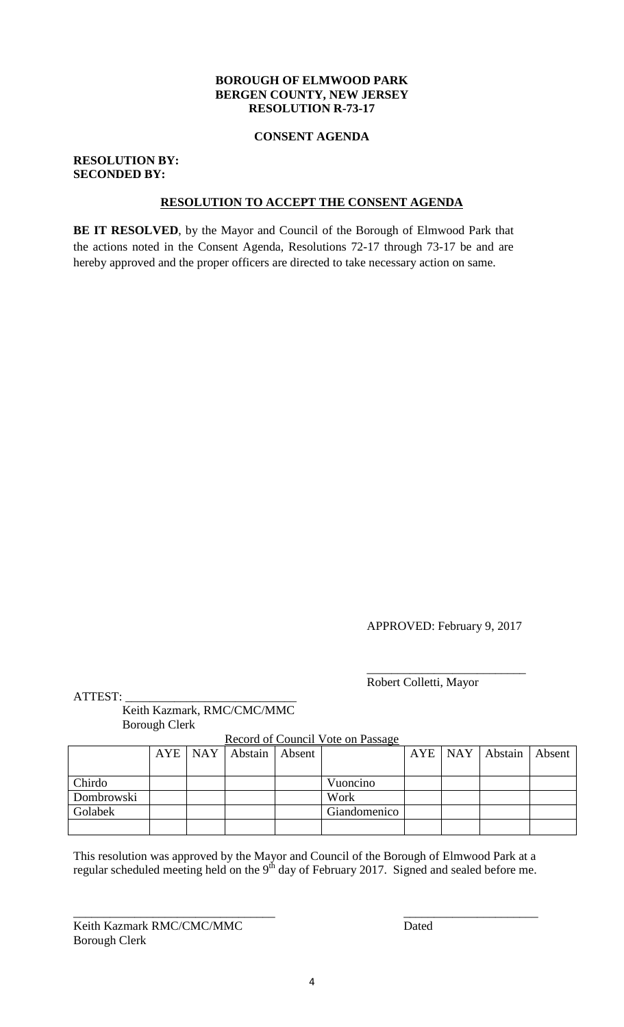**BOROUGH OF ELMWOOD PARK**
**BERGEN COUNTY, NEW JERSEY**
**RESOLUTION R-73-17**

**CONSENT AGENDA**

**RESOLUTION BY:**
**SECONDED BY:**

**RESOLUTION TO ACCEPT THE CONSENT AGENDA**

**BE IT RESOLVED**, by the Mayor and Council of the Borough of Elmwood Park that the actions noted in the Consent Agenda, Resolutions 72-17 through 73-17 be and are hereby approved and the proper officers are directed to take necessary action on same.

APPROVED: February 9, 2017

\_\_\_\_\_\_\_\_\_\_\_\_\_\_\_\_\_\_\_\_\_\_\_\_\_\_
Robert Colletti, Mayor

ATTEST: \_\_\_\_\_\_\_\_\_\_\_\_\_\_\_\_\_\_\_\_\_\_\_\_\_\_\_\_
Keith Kazmark, RMC/CMC/MMC
Borough Clerk

Record of Council Vote on Passage

| | AYE | NAY | Abstain | Absent | | AYE | NAY | Abstain | Absent |
|---|---|---|---|---|---|---|---|---|---|
| Chirdo | | | | | Vuoncino | | | | |
| Dombrowski | | | | | Work | | | | |
| Golabek | | | | | Giandomenico | | | | |
| | | | | | | | | | |

This resolution was approved by the Mayor and Council of the Borough of Elmwood Park at a regular scheduled meeting held on the 9th day of February 2017. Signed and sealed before me.

\_\_\_\_\_\_\_\_\_\_\_\_\_\_\_\_\_\_\_\_\_\_\_\_\_\_\_\_\_\_\_\_ \_\_\_\_\_\_\_\_\_\_\_\_\_\_\_\_\_\_\_\_\_\_
Keith Kazmark RMC/CMC/MMC Dated
Borough Clerk